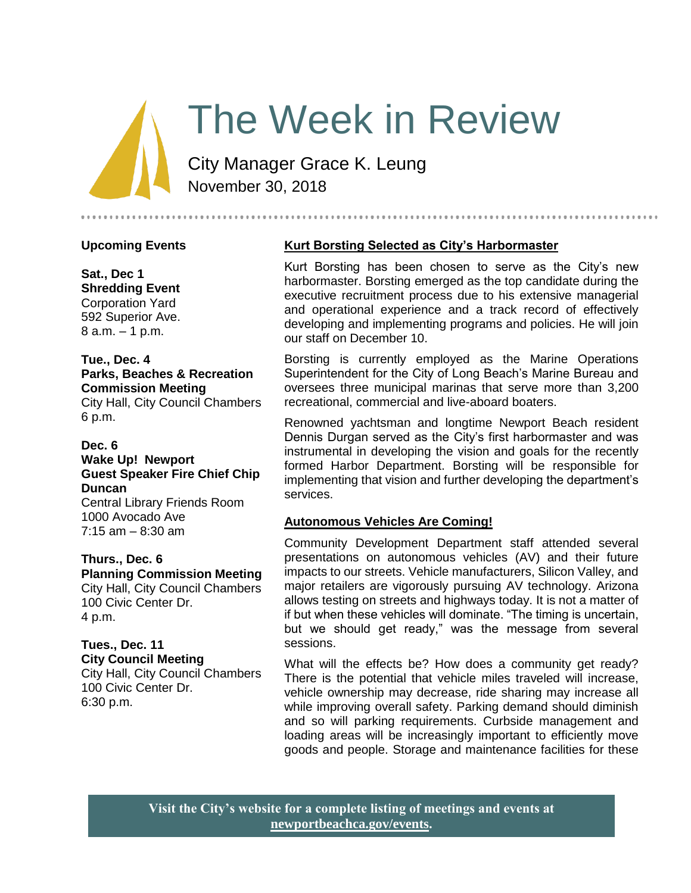# The Week in Review

City Manager Grace K. Leung

November 30, 2018

## Upcoming Events

**Sat., Dec 1**
**Shredding Event**
Corporation Yard
592 Superior Ave.
8 a.m. – 1 p.m.

**Tue., Dec. 4**
**Parks, Beaches & Recreation Commission Meeting**
City Hall, City Council Chambers
6 p.m.

**Dec. 6**
**Wake Up! Newport**
**Guest Speaker Fire Chief Chip Duncan**
Central Library Friends Room
1000 Avocado Ave
7:15 am – 8:30 am

**Thurs., Dec. 6**
**Planning Commission Meeting**
City Hall, City Council Chambers
100 Civic Center Dr.
4 p.m.

**Tues., Dec. 11**
**City Council Meeting**
City Hall, City Council Chambers
100 Civic Center Dr.
6:30 p.m.

## Kurt Borsting Selected as City's Harbormaster

Kurt Borsting has been chosen to serve as the City's new harbormaster. Borsting emerged as the top candidate during the executive recruitment process due to his extensive managerial and operational experience and a track record of effectively developing and implementing programs and policies. He will join our staff on December 10.

Borsting is currently employed as the Marine Operations Superintendent for the City of Long Beach's Marine Bureau and oversees three municipal marinas that serve more than 3,200 recreational, commercial and live-aboard boaters.

Renowned yachtsman and longtime Newport Beach resident Dennis Durgan served as the City's first harbormaster and was instrumental in developing the vision and goals for the recently formed Harbor Department. Borsting will be responsible for implementing that vision and further developing the department's services.

## Autonomous Vehicles Are Coming!

Community Development Department staff attended several presentations on autonomous vehicles (AV) and their future impacts to our streets. Vehicle manufacturers, Silicon Valley, and major retailers are vigorously pursuing AV technology. Arizona allows testing on streets and highways today. It is not a matter of if but when these vehicles will dominate. "The timing is uncertain, but we should get ready," was the message from several sessions.

What will the effects be? How does a community get ready? There is the potential that vehicle miles traveled will increase, vehicle ownership may decrease, ride sharing may increase all while improving overall safety. Parking demand should diminish and so will parking requirements. Curbside management and loading areas will be increasingly important to efficiently move goods and people. Storage and maintenance facilities for these

**Visit the City's website for a complete listing of meetings and events at newportbeachca.gov/events.**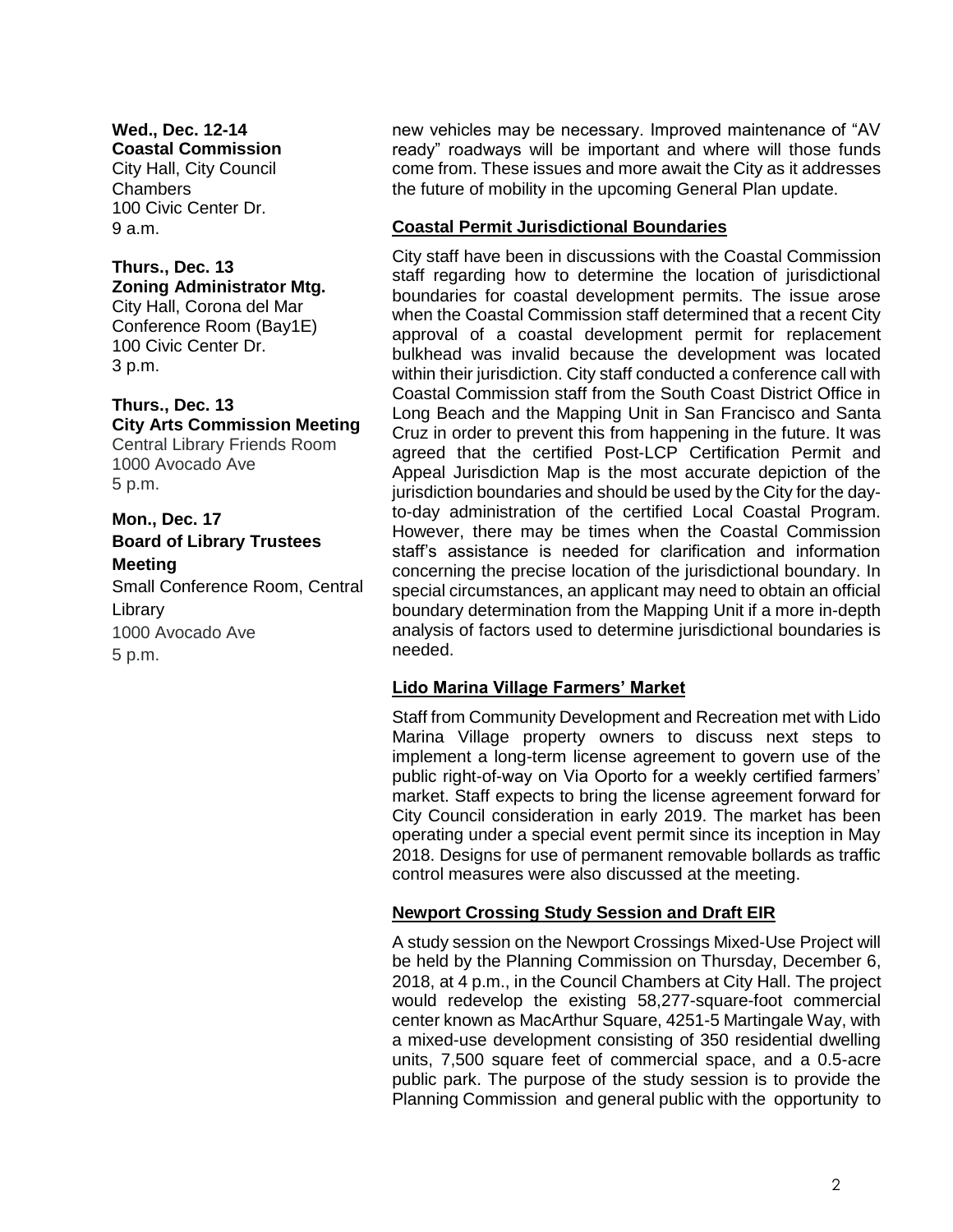**Wed., Dec. 12-14**
**Coastal Commission**
City Hall, City Council Chambers
100 Civic Center Dr.
9 a.m.

**Thurs., Dec. 13**
**Zoning Administrator Mtg.**
City Hall, Corona del Mar Conference Room (Bay1E)
100 Civic Center Dr.
3 p.m.

**Thurs., Dec. 13**
**City Arts Commission Meeting**
Central Library Friends Room
1000 Avocado Ave
5 p.m.

**Mon., Dec. 17**
**Board of Library Trustees Meeting**
Small Conference Room, Central Library
1000 Avocado Ave
5 p.m.

new vehicles may be necessary. Improved maintenance of "AV ready" roadways will be important and where will those funds come from. These issues and more await the City as it addresses the future of mobility in the upcoming General Plan update.

**Coastal Permit Jurisdictional Boundaries**

City staff have been in discussions with the Coastal Commission staff regarding how to determine the location of jurisdictional boundaries for coastal development permits. The issue arose when the Coastal Commission staff determined that a recent City approval of a coastal development permit for replacement bulkhead was invalid because the development was located within their jurisdiction. City staff conducted a conference call with Coastal Commission staff from the South Coast District Office in Long Beach and the Mapping Unit in San Francisco and Santa Cruz in order to prevent this from happening in the future. It was agreed that the certified Post-LCP Certification Permit and Appeal Jurisdiction Map is the most accurate depiction of the jurisdiction boundaries and should be used by the City for the day-to-day administration of the certified Local Coastal Program. However, there may be times when the Coastal Commission staff's assistance is needed for clarification and information concerning the precise location of the jurisdictional boundary. In special circumstances, an applicant may need to obtain an official boundary determination from the Mapping Unit if a more in-depth analysis of factors used to determine jurisdictional boundaries is needed.

**Lido Marina Village Farmers' Market**

Staff from Community Development and Recreation met with Lido Marina Village property owners to discuss next steps to implement a long-term license agreement to govern use of the public right-of-way on Via Oporto for a weekly certified farmers' market. Staff expects to bring the license agreement forward for City Council consideration in early 2019. The market has been operating under a special event permit since its inception in May 2018. Designs for use of permanent removable bollards as traffic control measures were also discussed at the meeting.

**Newport Crossing Study Session and Draft EIR**

A study session on the Newport Crossings Mixed-Use Project will be held by the Planning Commission on Thursday, December 6, 2018, at 4 p.m., in the Council Chambers at City Hall. The project would redevelop the existing 58,277-square-foot commercial center known as MacArthur Square, 4251-5 Martingale Way, with a mixed-use development consisting of 350 residential dwelling units, 7,500 square feet of commercial space, and a 0.5-acre public park. The purpose of the study session is to provide the Planning Commission and general public with the opportunity to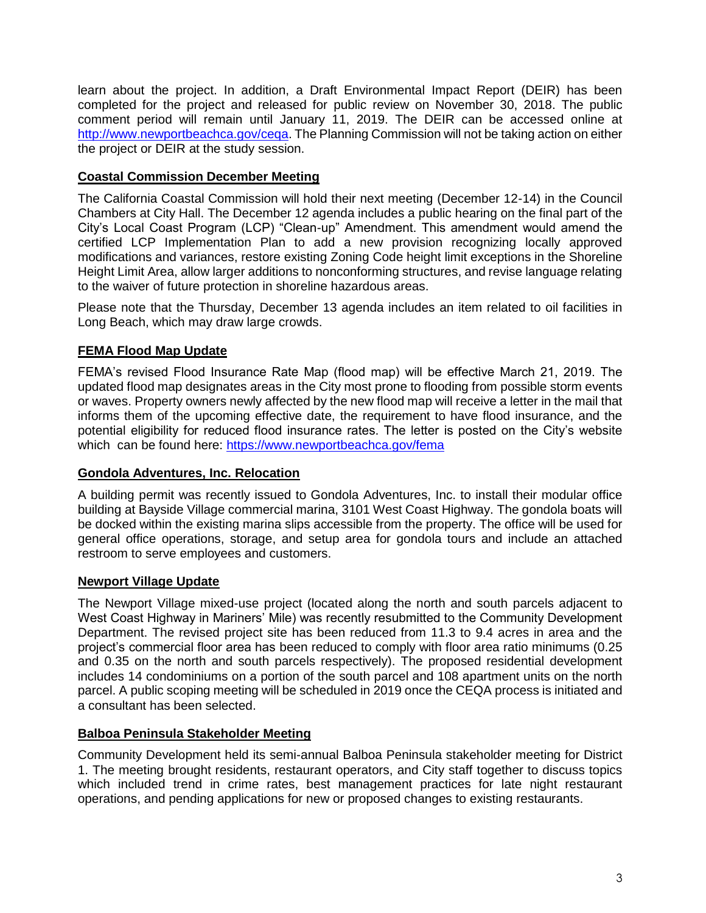learn about the project. In addition, a Draft Environmental Impact Report (DEIR) has been completed for the project and released for public review on November 30, 2018. The public comment period will remain until January 11, 2019. The DEIR can be accessed online at [http://www.newportbeachca.gov/ceqa](http://www.newportbeachca.gov/ceqa). The Planning Commission will not be taking action on either the project or DEIR at the study session.

## Coastal Commission December Meeting

The California Coastal Commission will hold their next meeting (December 12-14) in the Council Chambers at City Hall. The December 12 agenda includes a public hearing on the final part of the City's Local Coast Program (LCP) "Clean-up" Amendment. This amendment would amend the certified LCP Implementation Plan to add a new provision recognizing locally approved modifications and variances, restore existing Zoning Code height limit exceptions in the Shoreline Height Limit Area, allow larger additions to nonconforming structures, and revise language relating to the waiver of future protection in shoreline hazardous areas.

Please note that the Thursday, December 13 agenda includes an item related to oil facilities in Long Beach, which may draw large crowds.

## FEMA Flood Map Update

FEMA's revised Flood Insurance Rate Map (flood map) will be effective March 21, 2019. The updated flood map designates areas in the City most prone to flooding from possible storm events or waves. Property owners newly affected by the new flood map will receive a letter in the mail that informs them of the upcoming effective date, the requirement to have flood insurance, and the potential eligibility for reduced flood insurance rates. The letter is posted on the City's website which can be found here: [https://www.newportbeachca.gov/fema](https://www.newportbeachca.gov/fema)

## Gondola Adventures, Inc. Relocation

A building permit was recently issued to Gondola Adventures, Inc. to install their modular office building at Bayside Village commercial marina, 3101 West Coast Highway. The gondola boats will be docked within the existing marina slips accessible from the property. The office will be used for general office operations, storage, and setup area for gondola tours and include an attached restroom to serve employees and customers.

## Newport Village Update

The Newport Village mixed-use project (located along the north and south parcels adjacent to West Coast Highway in Mariners' Mile) was recently resubmitted to the Community Development Department. The revised project site has been reduced from 11.3 to 9.4 acres in area and the project's commercial floor area has been reduced to comply with floor area ratio minimums (0.25 and 0.35 on the north and south parcels respectively). The proposed residential development includes 14 condominiums on a portion of the south parcel and 108 apartment units on the north parcel. A public scoping meeting will be scheduled in 2019 once the CEQA process is initiated and a consultant has been selected.

## Balboa Peninsula Stakeholder Meeting

Community Development held its semi-annual Balboa Peninsula stakeholder meeting for District 1. The meeting brought residents, restaurant operators, and City staff together to discuss topics which included trend in crime rates, best management practices for late night restaurant operations, and pending applications for new or proposed changes to existing restaurants.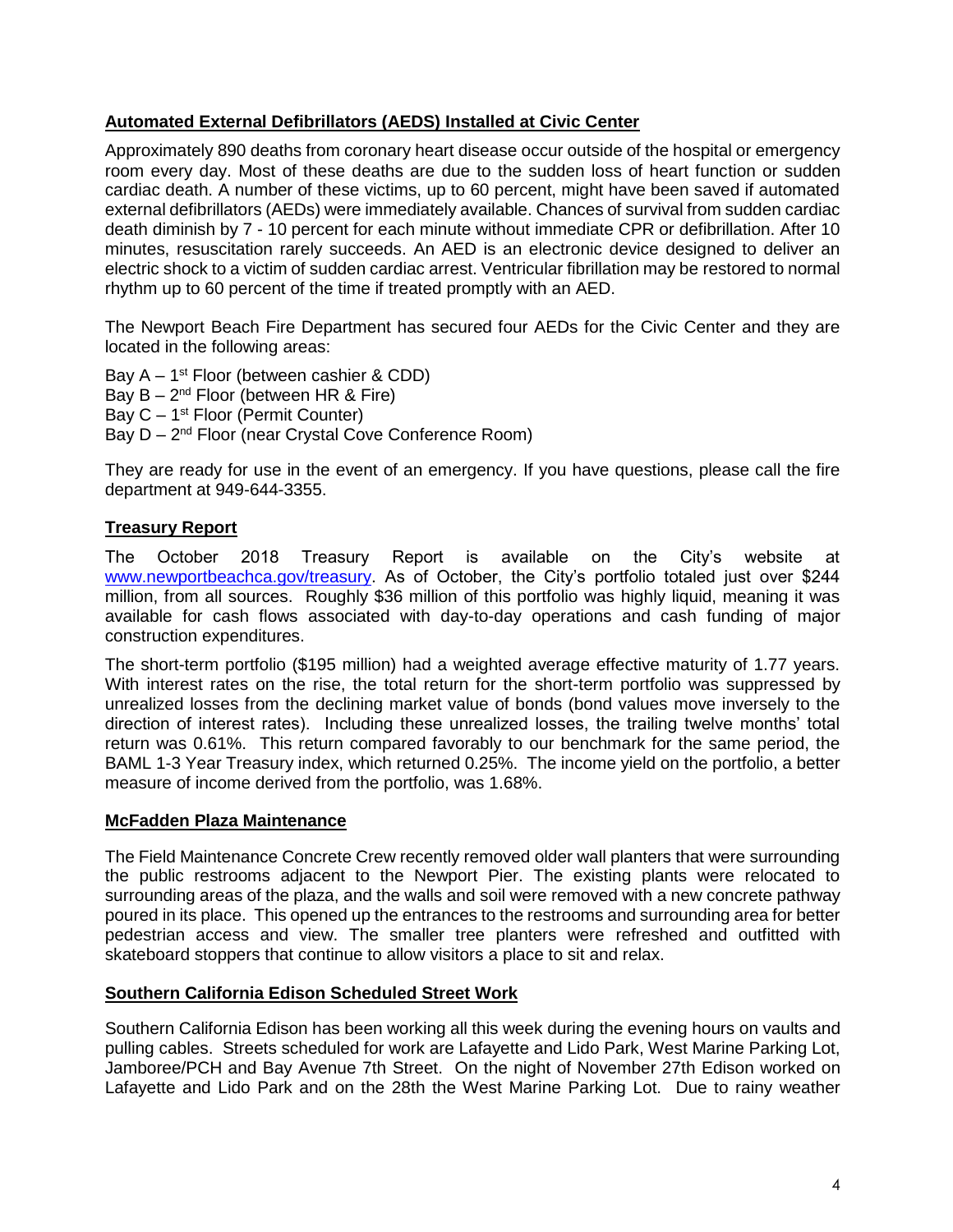## Automated External Defibrillators (AEDS) Installed at Civic Center

Approximately 890 deaths from coronary heart disease occur outside of the hospital or emergency room every day. Most of these deaths are due to the sudden loss of heart function or sudden cardiac death. A number of these victims, up to 60 percent, might have been saved if automated external defibrillators (AEDs) were immediately available. Chances of survival from sudden cardiac death diminish by 7 - 10 percent for each minute without immediate CPR or defibrillation. After 10 minutes, resuscitation rarely succeeds. An AED is an electronic device designed to deliver an electric shock to a victim of sudden cardiac arrest. Ventricular fibrillation may be restored to normal rhythm up to 60 percent of the time if treated promptly with an AED.

The Newport Beach Fire Department has secured four AEDs for the Civic Center and they are located in the following areas:

Bay A – 1st Floor (between cashier & CDD)
Bay B – 2nd Floor (between HR & Fire)
Bay C – 1st Floor (Permit Counter)
Bay D – 2nd Floor (near Crystal Cove Conference Room)

They are ready for use in the event of an emergency. If you have questions, please call the fire department at 949-644-3355.

## Treasury Report

The October 2018 Treasury Report is available on the City's website at www.newportbeachca.gov/treasury. As of October, the City's portfolio totaled just over $244 million, from all sources. Roughly $36 million of this portfolio was highly liquid, meaning it was available for cash flows associated with day-to-day operations and cash funding of major construction expenditures.

The short-term portfolio ($195 million) had a weighted average effective maturity of 1.77 years. With interest rates on the rise, the total return for the short-term portfolio was suppressed by unrealized losses from the declining market value of bonds (bond values move inversely to the direction of interest rates). Including these unrealized losses, the trailing twelve months' total return was 0.61%. This return compared favorably to our benchmark for the same period, the BAML 1-3 Year Treasury index, which returned 0.25%. The income yield on the portfolio, a better measure of income derived from the portfolio, was 1.68%.

## McFadden Plaza Maintenance

The Field Maintenance Concrete Crew recently removed older wall planters that were surrounding the public restrooms adjacent to the Newport Pier. The existing plants were relocated to surrounding areas of the plaza, and the walls and soil were removed with a new concrete pathway poured in its place. This opened up the entrances to the restrooms and surrounding area for better pedestrian access and view. The smaller tree planters were refreshed and outfitted with skateboard stoppers that continue to allow visitors a place to sit and relax.

## Southern California Edison Scheduled Street Work

Southern California Edison has been working all this week during the evening hours on vaults and pulling cables. Streets scheduled for work are Lafayette and Lido Park, West Marine Parking Lot, Jamboree/PCH and Bay Avenue 7th Street. On the night of November 27th Edison worked on Lafayette and Lido Park and on the 28th the West Marine Parking Lot. Due to rainy weather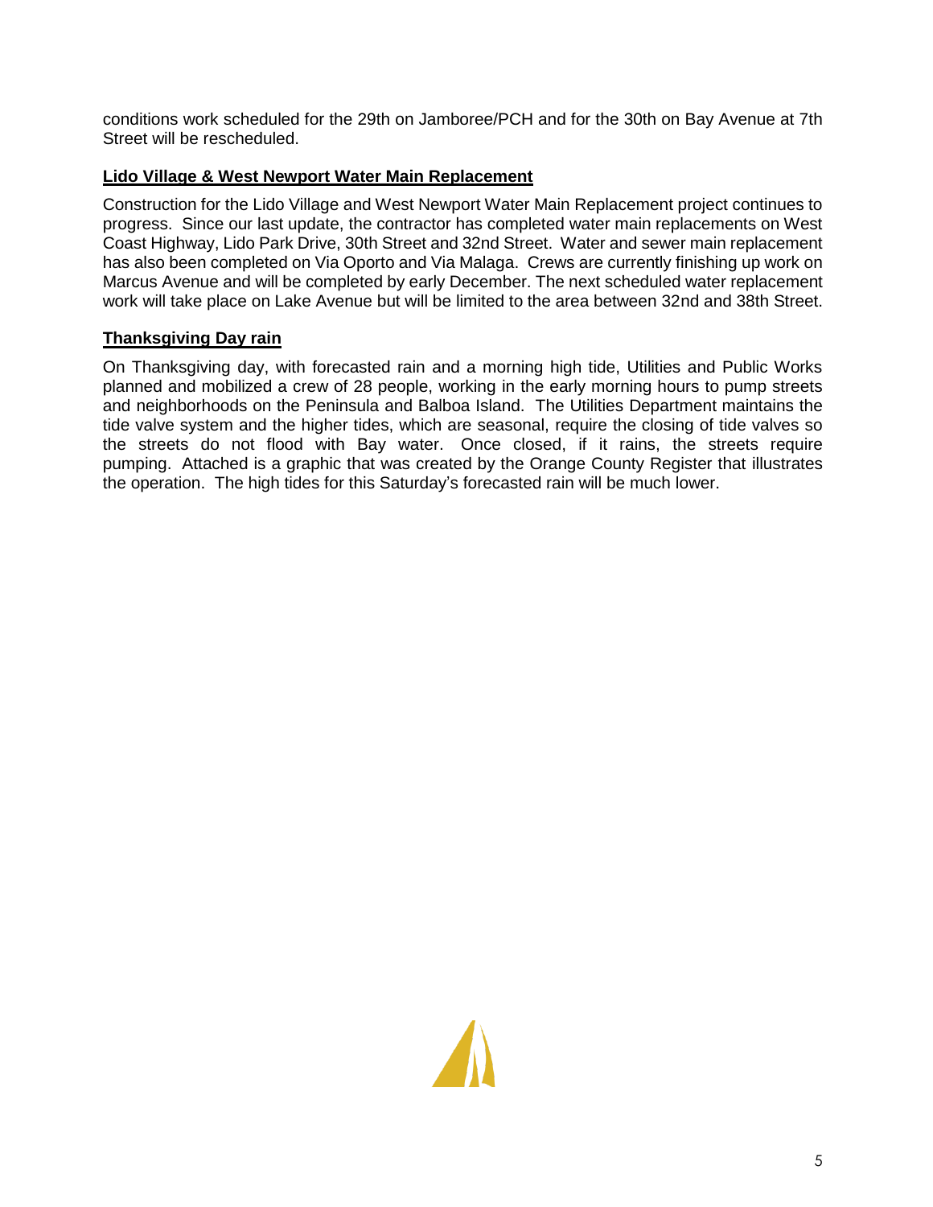conditions work scheduled for the 29th on Jamboree/PCH and for the 30th on Bay Avenue at 7th Street will be rescheduled.

## Lido Village & West Newport Water Main Replacement

Construction for the Lido Village and West Newport Water Main Replacement project continues to progress. Since our last update, the contractor has completed water main replacements on West Coast Highway, Lido Park Drive, 30th Street and 32nd Street. Water and sewer main replacement has also been completed on Via Oporto and Via Malaga. Crews are currently finishing up work on Marcus Avenue and will be completed by early December. The next scheduled water replacement work will take place on Lake Avenue but will be limited to the area between 32nd and 38th Street.

## Thanksgiving Day rain

On Thanksgiving day, with forecasted rain and a morning high tide, Utilities and Public Works planned and mobilized a crew of 28 people, working in the early morning hours to pump streets and neighborhoods on the Peninsula and Balboa Island. The Utilities Department maintains the tide valve system and the higher tides, which are seasonal, require the closing of tide valves so the streets do not flood with Bay water. Once closed, if it rains, the streets require pumping. Attached is a graphic that was created by the Orange County Register that illustrates the operation. The high tides for this Saturday's forecasted rain will be much lower.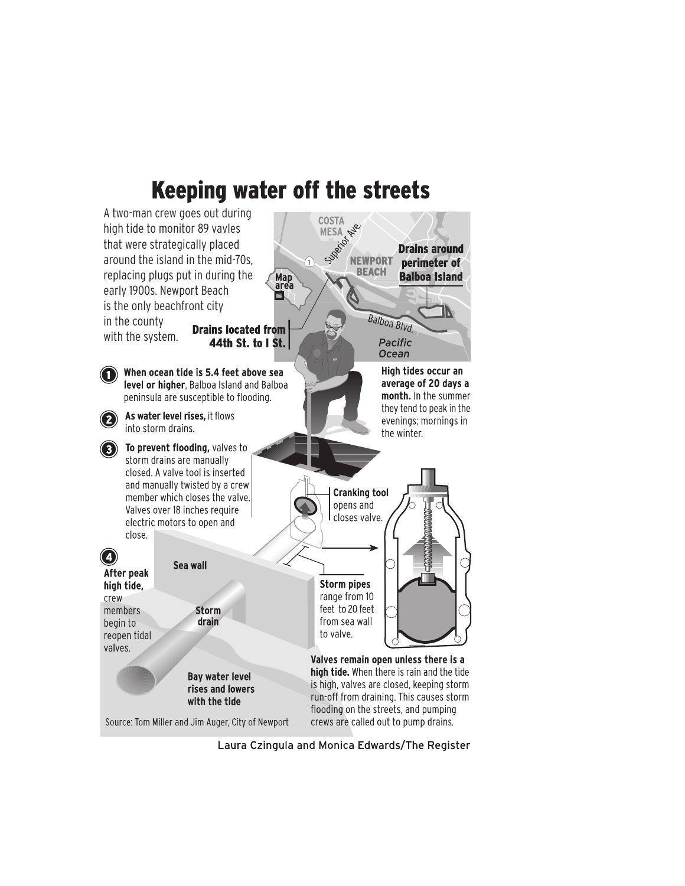# Keeping water off the streets

A two-man crew goes out during high tide to monitor 89 vavles that were strategically placed around the island in the mid-70s, replacing plugs put in during the early 1900s. Newport Beach is the only beachfront city in the county with the system.

COSTA MESA

Superior Ave.

1

NEWPORT BEACH

Map area

**Drains around perimeter of Balboa Island**

**Drains located from 44th St. to I St.**

Balboa Blvd.

Pacific Ocean

1. **When ocean tide is 5.4 feet above sea level or higher**, Balboa Island and Balboa peninsula are susceptible to flooding.
2. **As water level rises,** it flows into storm drains.
3. **To prevent flooding,** valves to storm drains are manually closed. A valve tool is inserted and manually twisted by a crew member which closes the valve. Valves over 18 inches require electric motors to open and close.
4. **After peak high tide,** crew members begin to reopen tidal valves.

**High tides occur an average of 20 days a month.** In the summer they tend to peak in the evenings; mornings in the winter.

**Cranking tool** opens and closes valve.

Sea wall

Storm drain

**Storm pipes** range from 10 feet to 20 feet from sea wall to valve.

Bay water level rises and lowers with the tide

**Valves remain open unless there is a high tide.** When there is rain and the tide is high, valves are closed, keeping storm run-off from draining. This causes storm flooding on the streets, and pumping crews are called out to pump drains.

Source: Tom Miller and Jim Auger, City of Newport

Laura Czingula and Monica Edwards/The Register